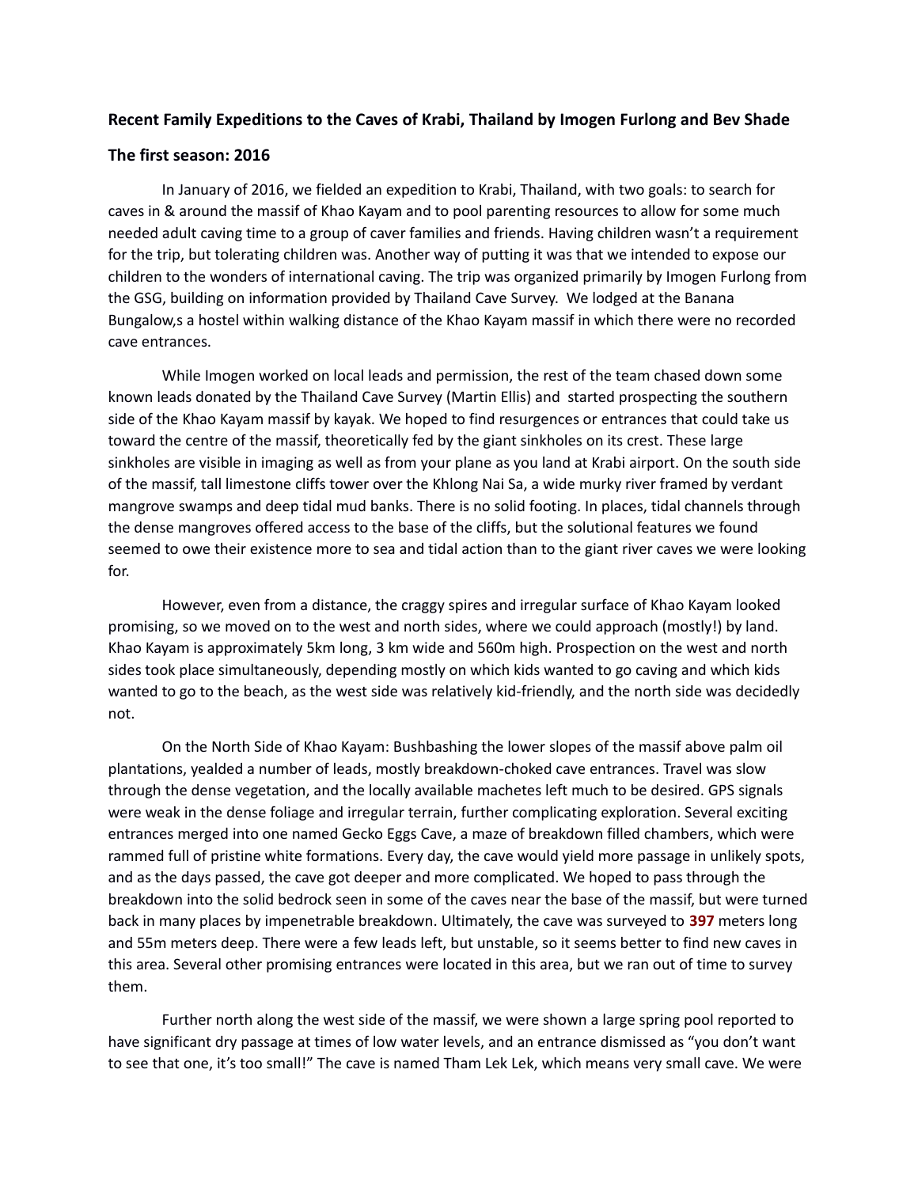**Recent Family Expeditions to the Caves of Krabi, Thailand by Imogen Furlong and Bev Shade**

**The first season: 2016**

In January of 2016, we fielded an expedition to Krabi, Thailand, with two goals: to search for caves in & around the massif of Khao Kayam and to pool parenting resources to allow for some much needed adult caving time to a group of caver families and friends. Having children wasn't a requirement for the trip, but tolerating children was. Another way of putting it was that we intended to expose our children to the wonders of international caving. The trip was organized primarily by Imogen Furlong from the GSG, building on information provided by Thailand Cave Survey. We lodged at the Banana Bungalow,s a hostel within walking distance of the Khao Kayam massif in which there were no recorded cave entrances.

While Imogen worked on local leads and permission, the rest of the team chased down some known leads donated by the Thailand Cave Survey (Martin Ellis) and started prospecting the southern side of the Khao Kayam massif by kayak. We hoped to find resurgences or entrances that could take us toward the centre of the massif, theoretically fed by the giant sinkholes on its crest. These large sinkholes are visible in imaging as well as from your plane as you land at Krabi airport. On the south side of the massif, tall limestone cliffs tower over the Khlong Nai Sa, a wide murky river framed by verdant mangrove swamps and deep tidal mud banks. There is no solid footing. In places, tidal channels through the dense mangroves offered access to the base of the cliffs, but the solutional features we found seemed to owe their existence more to sea and tidal action than to the giant river caves we were looking for.

However, even from a distance, the craggy spires and irregular surface of Khao Kayam looked promising, so we moved on to the west and north sides, where we could approach (mostly!) by land. Khao Kayam is approximately 5km long, 3 km wide and 560m high. Prospection on the west and north sides took place simultaneously, depending mostly on which kids wanted to go caving and which kids wanted to go to the beach, as the west side was relatively kid-friendly, and the north side was decidedly not.

On the North Side of Khao Kayam: Bushbashing the lower slopes of the massif above palm oil plantations, yealded a number of leads, mostly breakdown-choked cave entrances. Travel was slow through the dense vegetation, and the locally available machetes left much to be desired. GPS signals were weak in the dense foliage and irregular terrain, further complicating exploration. Several exciting entrances merged into one named Gecko Eggs Cave, a maze of breakdown filled chambers, which were rammed full of pristine white formations. Every day, the cave would yield more passage in unlikely spots, and as the days passed, the cave got deeper and more complicated. We hoped to pass through the breakdown into the solid bedrock seen in some of the caves near the base of the massif, but were turned back in many places by impenetrable breakdown. Ultimately, the cave was surveyed to **397** meters long and 55m meters deep. There were a few leads left, but unstable, so it seems better to find new caves in this area. Several other promising entrances were located in this area, but we ran out of time to survey them.

Further north along the west side of the massif, we were shown a large spring pool reported to have significant dry passage at times of low water levels, and an entrance dismissed as "you don't want to see that one, it's too small!" The cave is named Tham Lek Lek, which means very small cave. We were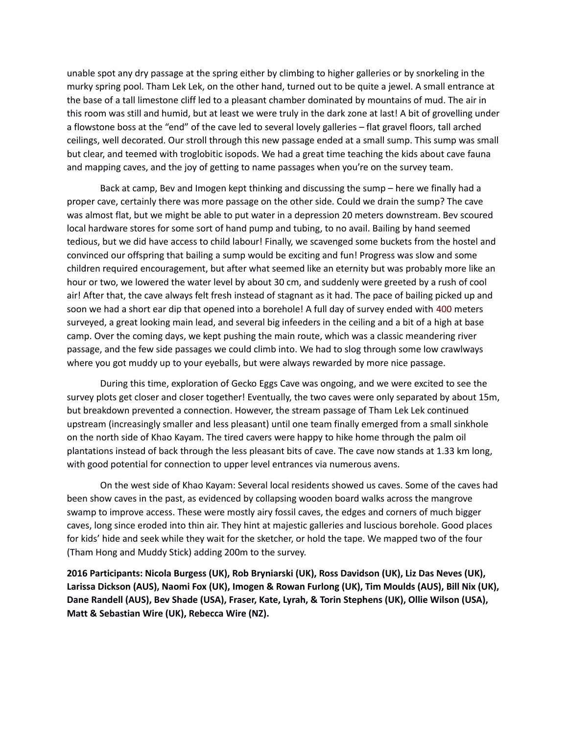unable spot any dry passage at the spring either by climbing to higher galleries or by snorkeling in the murky spring pool. Tham Lek Lek, on the other hand, turned out to be quite a jewel. A small entrance at the base of a tall limestone cliff led to a pleasant chamber dominated by mountains of mud. The air in this room was still and humid, but at least we were truly in the dark zone at last! A bit of grovelling under a flowstone boss at the "end" of the cave led to several lovely galleries – flat gravel floors, tall arched ceilings, well decorated. Our stroll through this new passage ended at a small sump. This sump was small but clear, and teemed with troglobitic isopods. We had a great time teaching the kids about cave fauna and mapping caves, and the joy of getting to name passages when you're on the survey team.

Back at camp, Bev and Imogen kept thinking and discussing the sump – here we finally had a proper cave, certainly there was more passage on the other side. Could we drain the sump? The cave was almost flat, but we might be able to put water in a depression 20 meters downstream. Bev scoured local hardware stores for some sort of hand pump and tubing, to no avail. Bailing by hand seemed tedious, but we did have access to child labour! Finally, we scavenged some buckets from the hostel and convinced our offspring that bailing a sump would be exciting and fun! Progress was slow and some children required encouragement, but after what seemed like an eternity but was probably more like an hour or two, we lowered the water level by about 30 cm, and suddenly were greeted by a rush of cool air! After that, the cave always felt fresh instead of stagnant as it had. The pace of bailing picked up and soon we had a short ear dip that opened into a borehole! A full day of survey ended with 400 meters surveyed, a great looking main lead, and several big infeeders in the ceiling and a bit of a high at base camp. Over the coming days, we kept pushing the main route, which was a classic meandering river passage, and the few side passages we could climb into. We had to slog through some low crawlways where you got muddy up to your eyeballs, but were always rewarded by more nice passage.

During this time, exploration of Gecko Eggs Cave was ongoing, and we were excited to see the survey plots get closer and closer together! Eventually, the two caves were only separated by about 15m, but breakdown prevented a connection. However, the stream passage of Tham Lek Lek continued upstream (increasingly smaller and less pleasant) until one team finally emerged from a small sinkhole on the north side of Khao Kayam. The tired cavers were happy to hike home through the palm oil plantations instead of back through the less pleasant bits of cave. The cave now stands at 1.33 km long, with good potential for connection to upper level entrances via numerous avens.

On the west side of Khao Kayam: Several local residents showed us caves. Some of the caves had been show caves in the past, as evidenced by collapsing wooden board walks across the mangrove swamp to improve access. These were mostly airy fossil caves, the edges and corners of much bigger caves, long since eroded into thin air. They hint at majestic galleries and luscious borehole. Good places for kids' hide and seek while they wait for the sketcher, or hold the tape. We mapped two of the four (Tham Hong and Muddy Stick) adding 200m to the survey.

**2016 Participants: Nicola Burgess (UK), Rob Bryniarski (UK), Ross Davidson (UK), Liz Das Neves (UK), Larissa Dickson (AUS), Naomi Fox (UK), Imogen & Rowan Furlong (UK), Tim Moulds (AUS), Bill Nix (UK), Dane Randell (AUS), Bev Shade (USA), Fraser, Kate, Lyrah, & Torin Stephens (UK), Ollie Wilson (USA), Matt & Sebastian Wire (UK), Rebecca Wire (NZ).**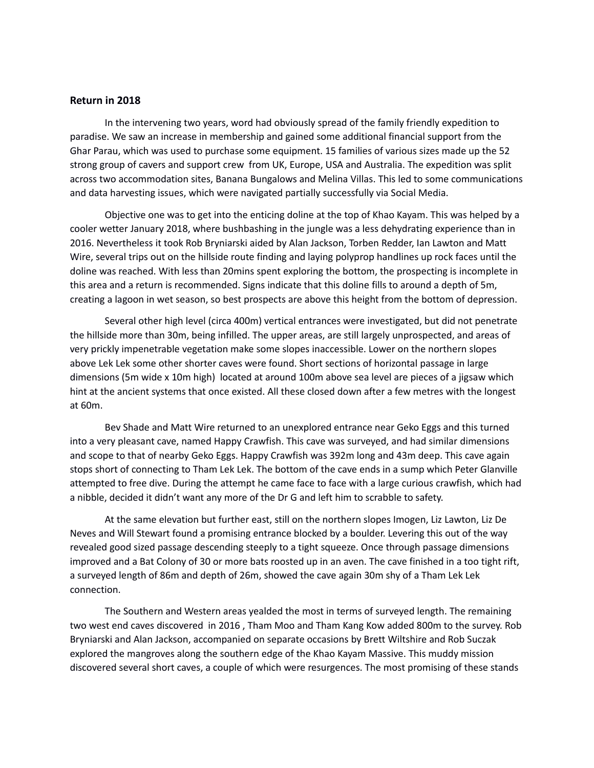### Return in 2018

In the intervening two years, word had obviously spread of the family friendly expedition to paradise. We saw an increase in membership and gained some additional financial support from the Ghar Parau, which was used to purchase some equipment. 15 families of various sizes made up the 52 strong group of cavers and support crew from UK, Europe, USA and Australia. The expedition was split across two accommodation sites, Banana Bungalows and Melina Villas. This led to some communications and data harvesting issues, which were navigated partially successfully via Social Media.

Objective one was to get into the enticing doline at the top of Khao Kayam. This was helped by a cooler wetter January 2018, where bushbashing in the jungle was a less dehydrating experience than in 2016. Nevertheless it took Rob Bryniarski aided by Alan Jackson, Torben Redder, Ian Lawton and Matt Wire, several trips out on the hillside route finding and laying polyprop handlines up rock faces until the doline was reached. With less than 20mins spent exploring the bottom, the prospecting is incomplete in this area and a return is recommended. Signs indicate that this doline fills to around a depth of 5m, creating a lagoon in wet season, so best prospects are above this height from the bottom of depression.

Several other high level (circa 400m) vertical entrances were investigated, but did not penetrate the hillside more than 30m, being infilled. The upper areas, are still largely unprospected, and areas of very prickly impenetrable vegetation make some slopes inaccessible. Lower on the northern slopes above Lek Lek some other shorter caves were found. Short sections of horizontal passage in large dimensions (5m wide x 10m high) located at around 100m above sea level are pieces of a jigsaw which hint at the ancient systems that once existed. All these closed down after a few metres with the longest at 60m.

Bev Shade and Matt Wire returned to an unexplored entrance near Geko Eggs and this turned into a very pleasant cave, named Happy Crawfish. This cave was surveyed, and had similar dimensions and scope to that of nearby Geko Eggs. Happy Crawfish was 392m long and 43m deep. This cave again stops short of connecting to Tham Lek Lek. The bottom of the cave ends in a sump which Peter Glanville attempted to free dive. During the attempt he came face to face with a large curious crawfish, which had a nibble, decided it didn't want any more of the Dr G and left him to scrabble to safety.

At the same elevation but further east, still on the northern slopes Imogen, Liz Lawton, Liz De Neves and Will Stewart found a promising entrance blocked by a boulder. Levering this out of the way revealed good sized passage descending steeply to a tight squeeze. Once through passage dimensions improved and a Bat Colony of 30 or more bats roosted up in an aven. The cave finished in a too tight rift, a surveyed length of 86m and depth of 26m, showed the cave again 30m shy of a Tham Lek Lek connection.

The Southern and Western areas yealded the most in terms of surveyed length. The remaining two west end caves discovered in 2016 , Tham Moo and Tham Kang Kow added 800m to the survey. Rob Bryniarski and Alan Jackson, accompanied on separate occasions by Brett Wiltshire and Rob Suczak explored the mangroves along the southern edge of the Khao Kayam Massive. This muddy mission discovered several short caves, a couple of which were resurgences. The most promising of these stands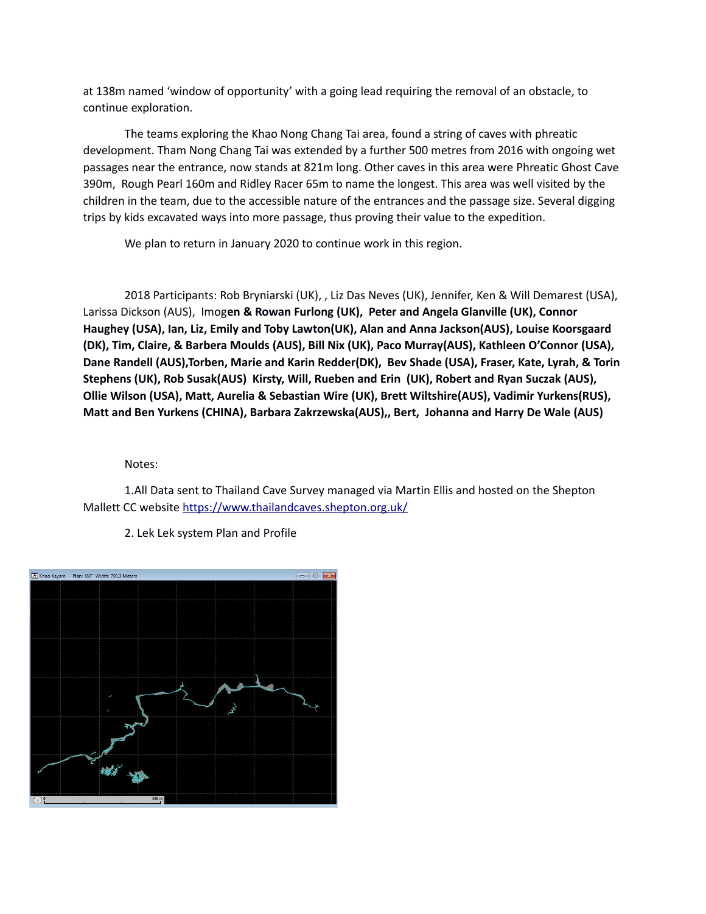at 138m named 'window of opportunity' with a going lead requiring the removal of an obstacle, to continue exploration.

The teams exploring the Khao Nong Chang Tai area, found a string of caves with phreatic development. Tham Nong Chang Tai was extended by a further 500 metres from 2016 with ongoing wet passages near the entrance, now stands at 821m long. Other caves in this area were Phreatic Ghost Cave 390m, Rough Pearl 160m and Ridley Racer 65m to name the longest. This area was well visited by the children in the team, due to the accessible nature of the entrances and the passage size. Several digging trips by kids excavated ways into more passage, thus proving their value to the expedition.

We plan to return in January 2020 to continue work in this region.

2018 Participants: Rob Bryniarski (UK), , Liz Das Neves (UK), Jennifer, Ken & Will Demarest (USA), Larissa Dickson (AUS), Imog**en & Rowan Furlong (UK), Peter and Angela Glanville (UK), Connor Haughey (USA), Ian, Liz, Emily and Toby Lawton(UK), Alan and Anna Jackson(AUS), Louise Koorsgaard (DK), Tim, Claire, & Barbera Moulds (AUS), Bill Nix (UK), Paco Murray(AUS), Kathleen O'Connor (USA), Dane Randell (AUS),Torben, Marie and Karin Redder(DK), Bev Shade (USA), Fraser, Kate, Lyrah, & Torin Stephens (UK), Rob Susak(AUS) Kirsty, Will, Rueben and Erin (UK), Robert and Ryan Suczak (AUS), Ollie Wilson (USA), Matt, Aurelia & Sebastian Wire (UK), Brett Wiltshire(AUS), Vadimir Yurkens(RUS), Matt and Ben Yurkens (CHINA), Barbara Zakrzewska(AUS),, Bert, Johanna and Harry De Wale (AUS)**

Notes:

1.All Data sent to Thailand Cave Survey managed via Martin Ellis and hosted on the Shepton Mallett CC website https://www.thailandcaves.shepton.org.uk/

2. Lek Lek system Plan and Profile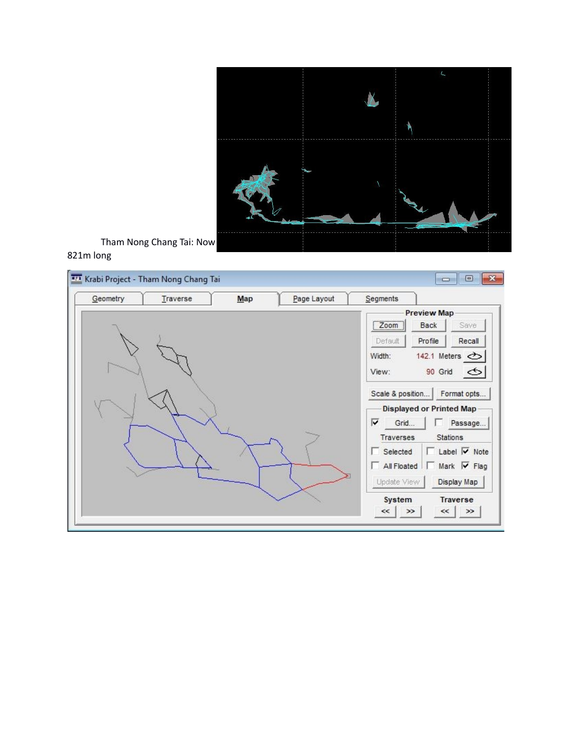Tham Nong Chang Tai: Now 821m long

Krabi Project - Tham Nong Chang Tai

Geometry | Traverse | Map | Page Layout | Segments

Preview Map

Zoom | Back | Save

Default | Profile | Recall

Width: 142.1 Meters

View: 90 Grid

Scale & position... | Format opts...

Displayed or Printed Map

Grid... | Passage...

Traverses | Stations

Selected | Label | Note

All Floated | Mark | Flag

Update View | Display Map

System | Traverse

<< | >> | << | >>